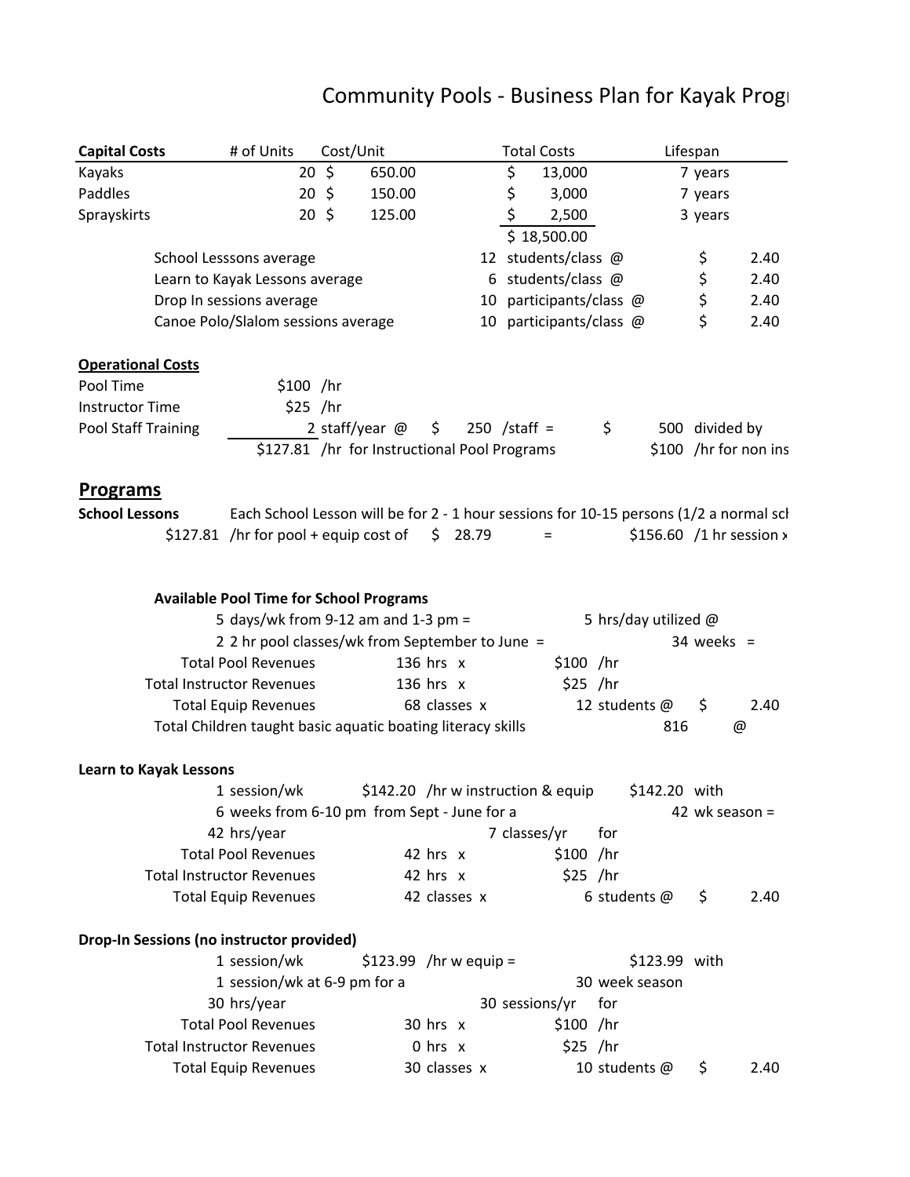# Community Pools - Business Plan for Kayak Progr

| Capital Costs | # of Units | Cost/Unit | Total Costs | Lifespan |
|---|---|---|---|---|
| Kayaks | 20 | $ 650.00 | $ 13,000 | 7 years |
| Paddles | 20 | $ 150.00 | $ 3,000 | 7 years |
| Sprayskirts | 20 | $ 125.00 | $ 2,500 | 3 years |
| | | | $ 18,500.00 | |

| | | | |
|---|---|---|---|
| School Lesssons average | 12 | students/class @ | $ 2.40 |
| Learn to Kayak Lessons average | 6 | students/class @ | $ 2.40 |
| Drop In sessions average | 10 | participants/class @ | $ 2.40 |
| Canoe Polo/Slalom sessions average | 10 | participants/class @ | $ 2.40 |

**Operational Costs**

Pool Time $100 /hr

Instructor Time $25 /hr

Pool Staff Training 2 staff/year @ $ 250 /staff = $ 500 divided by

$127.81 /hr for Instructional Pool Programs $100 /hr for non ins

## Programs

**School Lessons** Each School Lesson will be for 2 - 1 hour sessions for 10-15 persons (1/2 a normal sch

$127.81 /hr for pool + equip cost of $ 28.79 = $156.60 /1 hr session x

**Available Pool Time for School Programs**

5 days/wk from 9-12 am and 1-3 pm = 5 hrs/day utilized @

2 2 hr pool classes/wk from September to June = 34 weeks =

| | | | |
|---|---|---|---|
| Total Pool Revenues | 136 hrs x | $100 /hr | |
| Total Instructor Revenues | 136 hrs x | $25 /hr | |
| Total Equip Revenues | 68 classes x | 12 students @ | $ 2.40 |

Total Children taught basic aquatic boating literacy skills 816 @

**Learn to Kayak Lessons**

1 session/wk $142.20 /hr w instruction & equip $142.20 with

6 weeks from 6-10 pm from Sept - June for a 42 wk season =

42 hrs/year 7 classes/yr for

| | | | |
|---|---|---|---|
| Total Pool Revenues | 42 hrs x | $100 /hr | |
| Total Instructor Revenues | 42 hrs x | $25 /hr | |
| Total Equip Revenues | 42 classes x | 6 students @ | $ 2.40 |

**Drop-In Sessions (no instructor provided)**

1 session/wk $123.99 /hr w equip = $123.99 with

1 session/wk at 6-9 pm for a 30 week season

30 hrs/year 30 sessions/yr for

| | | | |
|---|---|---|---|
| Total Pool Revenues | 30 hrs x | $100 /hr | |
| Total Instructor Revenues | 0 hrs x | $25 /hr | |
| Total Equip Revenues | 30 classes x | 10 students @ | $ 2.40 |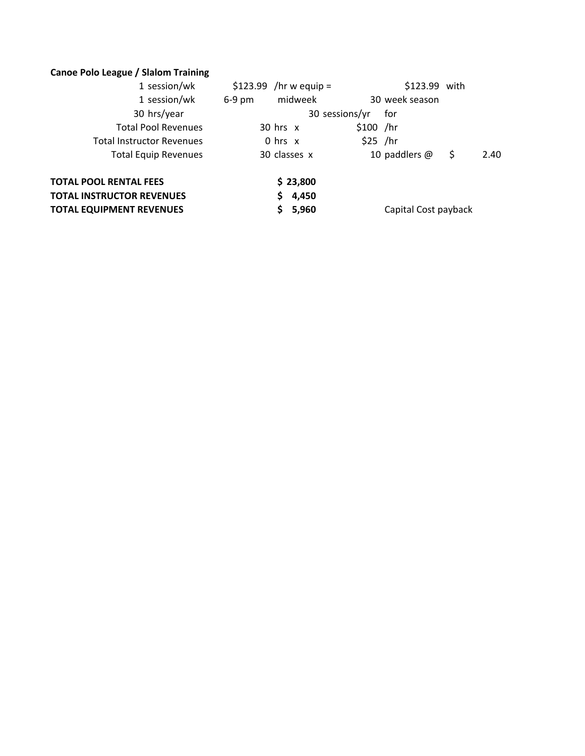**Canoe Polo League / Slalom Training**

| | | | | | | |
|---|---|---|---|---|---|---|
| 1 session/wk | $123.99 | /hr w equip = | | $123.99 | with | |
| 1 session/wk | 6-9 pm | midweek | | 30 week season | | |
| 30 hrs/year | | | 30 sessions/yr | for | | |
| Total Pool Revenues | | 30 hrs x | $100 | /hr | | |
| Total Instructor Revenues | | 0 hrs x | $25 | /hr | | |
| Total Equip Revenues | | 30 classes x | | 10 paddlers @ | $ | 2.40 |

| | | |
|---|---|---|
| **TOTAL POOL RENTAL FEES** | **$ 23,800** | |
| **TOTAL INSTRUCTOR REVENUES** | **$ 4,450** | |
| **TOTAL EQUIPMENT REVENUES** | **$ 5,960** | Capital Cost payback |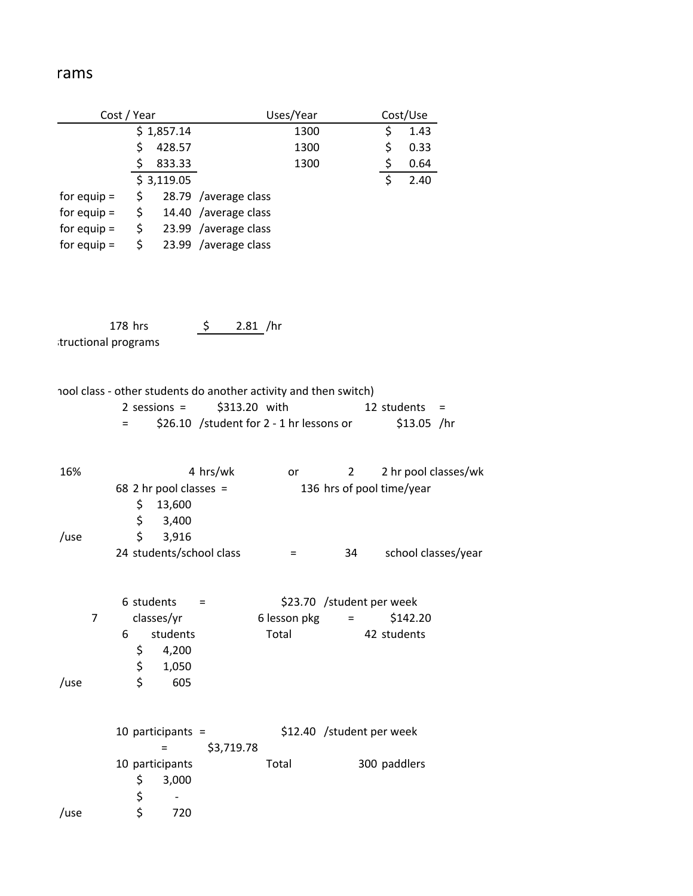rams

| Cost / Year | | Uses/Year | Cost/Use |
|---|---|---|---|
| $ 1,857.14 | | 1300 | $ 1.43 |
| $ 428.57 | | 1300 | $ 0.33 |
| $ 833.33 | | 1300 | $ 0.64 |
| $ 3,119.05 | | | $ 2.40 |

for equip = $ 28.79 /average class
for equip = $ 14.40 /average class
for equip = $ 23.99 /average class
for equip = $ 23.99 /average class

178 hrs $ 2.81 /hr
:tructional programs

ıool class - other students do another activity and then switch)
2 sessions = $313.20 with 12 students =
= $26.10 /student for 2 - 1 hr lessons or $13.05 /hr

16% 4 hrs/wk or 2 2 hr pool classes/wk
68 2 hr pool classes = 136 hrs of pool time/year
$ 13,600
$ 3,400
/use $ 3,916
24 students/school class = 34 school classes/year

6 students = $23.70 /student per week
7 classes/yr 6 lesson pkg = $142.20
6 students Total 42 students
$ 4,200
$ 1,050
/use $ 605

10 participants = $12.40 /student per week
= $3,719.78
10 participants Total 300 paddlers
$ 3,000
$ -
/use $ 720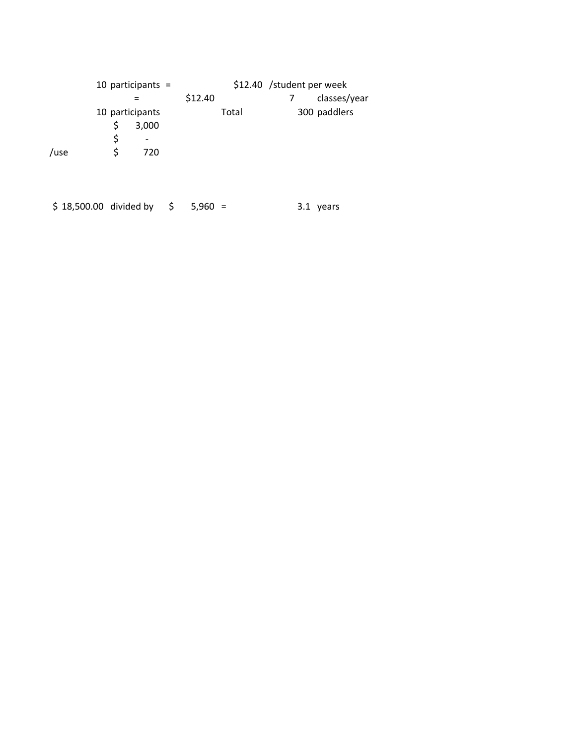| | | | | | | |
|---|---|---|---|---|---|---|
| | 10 participants = | | | $12.40 | /student per week | |
| | = | $12.40 | | | 7 | classes/year |
| | 10 participants | | Total | | 300 | paddlers |
| | $ 3,000 | | | | | |
| | $ - | | | | | |
| /use | $ 720 | | | | | |

| | | | | | |
|---|---|---|---|---|---|
| $ 18,500.00 | divided by | $ 5,960 | = | 3.1 | years |